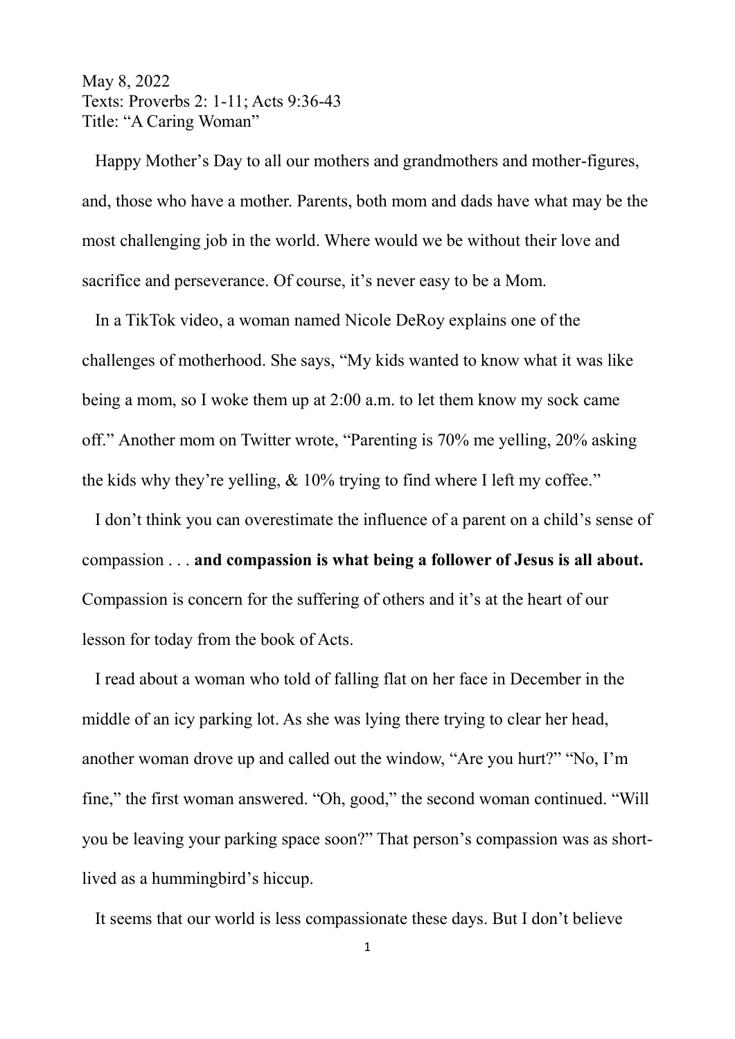May 8, 2022
Texts: Proverbs 2: 1-11; Acts 9:36-43
Title: "A Caring Woman"

Happy Mother's Day to all our mothers and grandmothers and mother-figures, and, those who have a mother. Parents, both mom and dads have what may be the most challenging job in the world. Where would we be without their love and sacrifice and perseverance. Of course, it's never easy to be a Mom.

In a TikTok video, a woman named Nicole DeRoy explains one of the challenges of motherhood. She says, "My kids wanted to know what it was like being a mom, so I woke them up at 2:00 a.m. to let them know my sock came off." Another mom on Twitter wrote, "Parenting is 70% me yelling, 20% asking the kids why they're yelling, & 10% trying to find where I left my coffee."

I don't think you can overestimate the influence of a parent on a child's sense of compassion . . . **and compassion is what being a follower of Jesus is all about.** Compassion is concern for the suffering of others and it's at the heart of our lesson for today from the book of Acts.

I read about a woman who told of falling flat on her face in December in the middle of an icy parking lot. As she was lying there trying to clear her head, another woman drove up and called out the window, "Are you hurt?" "No, I'm fine," the first woman answered. "Oh, good," the second woman continued. "Will you be leaving your parking space soon?" That person's compassion was as short-lived as a hummingbird's hiccup.

It seems that our world is less compassionate these days. But I don't believe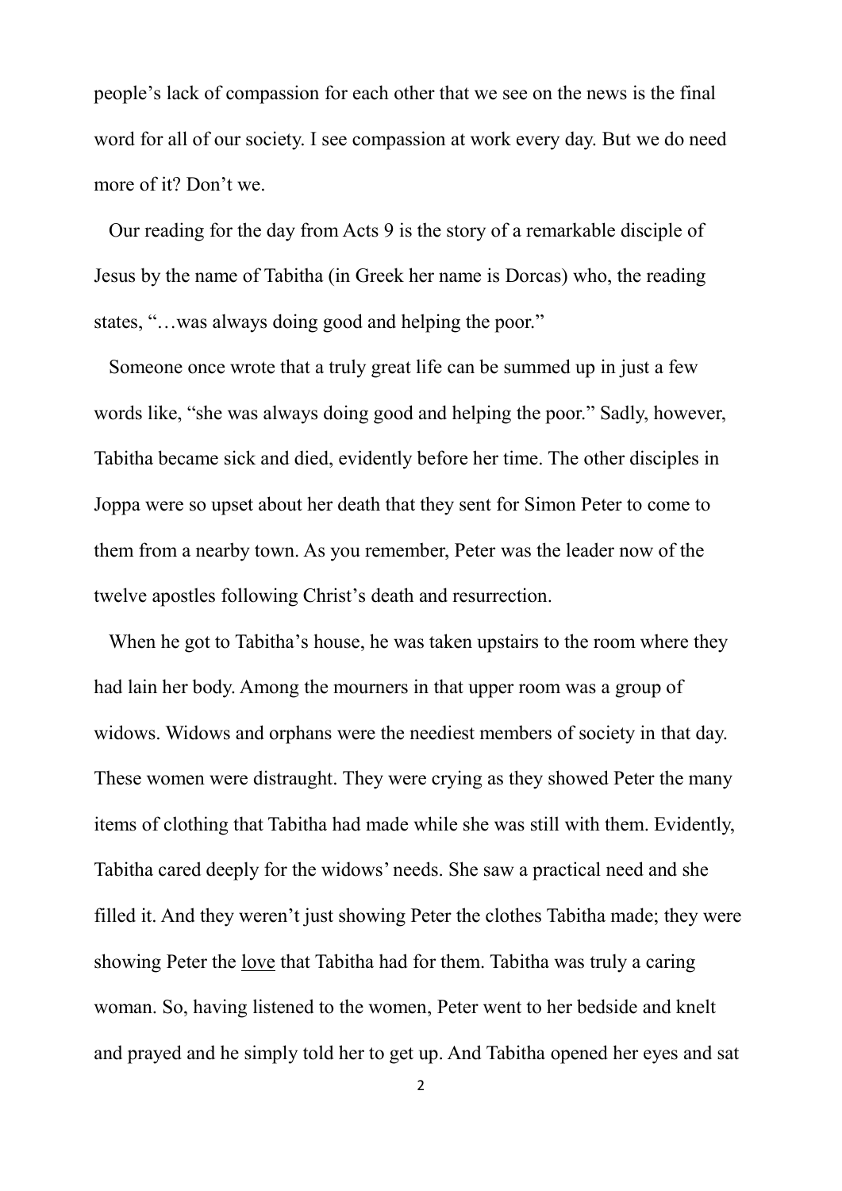people's lack of compassion for each other that we see on the news is the final word for all of our society. I see compassion at work every day. But we do need more of it? Don't we.

Our reading for the day from Acts 9 is the story of a remarkable disciple of Jesus by the name of Tabitha (in Greek her name is Dorcas) who, the reading states, "…was always doing good and helping the poor."

Someone once wrote that a truly great life can be summed up in just a few words like, "she was always doing good and helping the poor." Sadly, however, Tabitha became sick and died, evidently before her time. The other disciples in Joppa were so upset about her death that they sent for Simon Peter to come to them from a nearby town. As you remember, Peter was the leader now of the twelve apostles following Christ's death and resurrection.

When he got to Tabitha's house, he was taken upstairs to the room where they had lain her body. Among the mourners in that upper room was a group of widows. Widows and orphans were the neediest members of society in that day. These women were distraught. They were crying as they showed Peter the many items of clothing that Tabitha had made while she was still with them. Evidently, Tabitha cared deeply for the widows' needs. She saw a practical need and she filled it. And they weren't just showing Peter the clothes Tabitha made; they were showing Peter the <u>love</u> that Tabitha had for them. Tabitha was truly a caring woman. So, having listened to the women, Peter went to her bedside and knelt and prayed and he simply told her to get up. And Tabitha opened her eyes and sat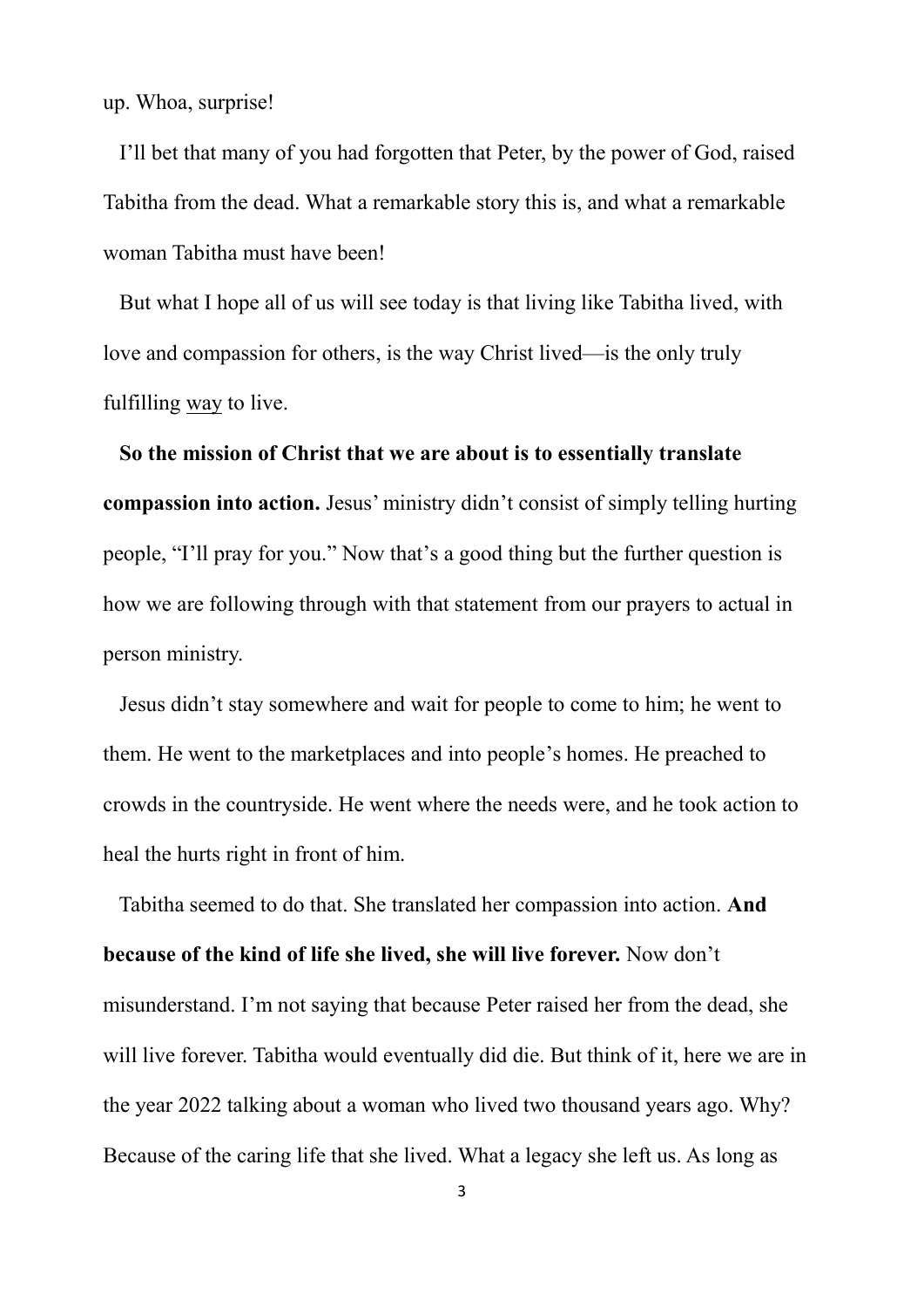up. Whoa, surprise!

I'll bet that many of you had forgotten that Peter, by the power of God, raised Tabitha from the dead. What a remarkable story this is, and what a remarkable woman Tabitha must have been!

But what I hope all of us will see today is that living like Tabitha lived, with love and compassion for others, is the way Christ lived—is the only truly fulfilling <u>way</u> to live.

**So the mission of Christ that we are about is to essentially translate compassion into action.** Jesus' ministry didn't consist of simply telling hurting people, "I'll pray for you." Now that's a good thing but the further question is how we are following through with that statement from our prayers to actual in person ministry.

Jesus didn't stay somewhere and wait for people to come to him; he went to them. He went to the marketplaces and into people's homes. He preached to crowds in the countryside. He went where the needs were, and he took action to heal the hurts right in front of him.

Tabitha seemed to do that. She translated her compassion into action. **And because of the kind of life she lived, she will live forever.** Now don't misunderstand. I'm not saying that because Peter raised her from the dead, she will live forever. Tabitha would eventually did die. But think of it, here we are in the year 2022 talking about a woman who lived two thousand years ago. Why? Because of the caring life that she lived. What a legacy she left us. As long as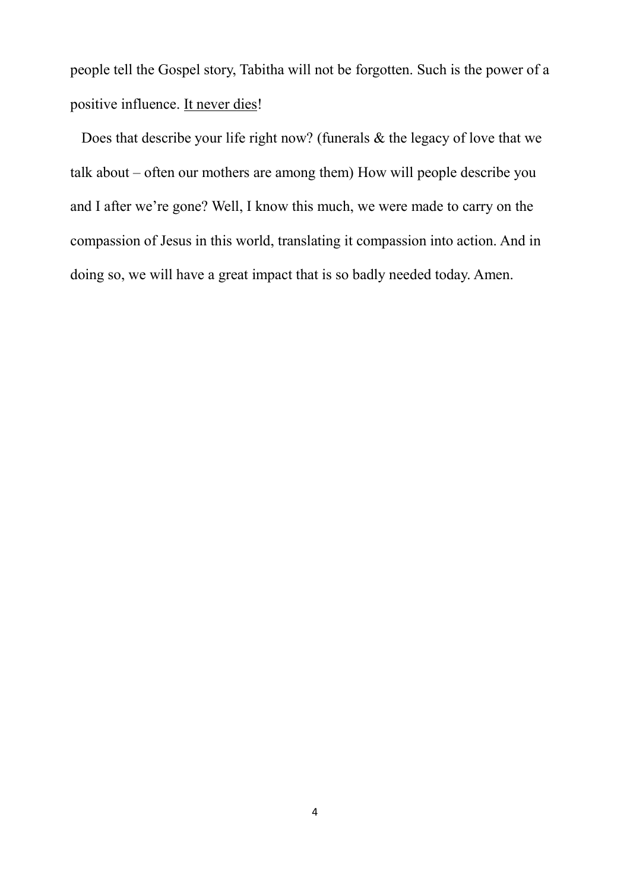people tell the Gospel story, Tabitha will not be forgotten. Such is the power of a positive influence. <u>It never dies</u>!

Does that describe your life right now? (funerals & the legacy of love that we talk about – often our mothers are among them) How will people describe you and I after we're gone? Well, I know this much, we were made to carry on the compassion of Jesus in this world, translating it compassion into action. And in doing so, we will have a great impact that is so badly needed today. Amen.